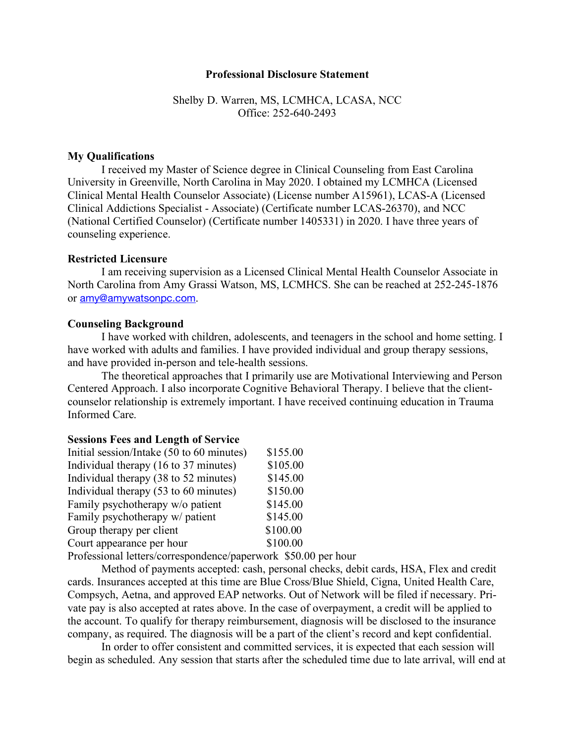# Professional Disclosure Statement

Shelby D. Warren, MS, LCMHCA, LCASA, NCC
Office: 252-640-2493

## My Qualifications

I received my Master of Science degree in Clinical Counseling from East Carolina University in Greenville, North Carolina in May 2020. I obtained my LCMHCA (Licensed Clinical Mental Health Counselor Associate) (License number A15961), LCAS-A (Licensed Clinical Addictions Specialist - Associate) (Certificate number LCAS-26370), and NCC (National Certified Counselor) (Certificate number 1405331) in 2020. I have three years of counseling experience.

## Restricted Licensure

I am receiving supervision as a Licensed Clinical Mental Health Counselor Associate in North Carolina from Amy Grassi Watson, MS, LCMHCS. She can be reached at 252-245-1876 or amy@amywatsonpc.com.

## Counseling Background

I have worked with children, adolescents, and teenagers in the school and home setting. I have worked with adults and families. I have provided individual and group therapy sessions, and have provided in-person and tele-health sessions.

The theoretical approaches that I primarily use are Motivational Interviewing and Person Centered Approach. I also incorporate Cognitive Behavioral Therapy. I believe that the client-counselor relationship is extremely important. I have received continuing education in Trauma Informed Care.

## Sessions Fees and Length of Service

| Service | Fee |
|---|---|
| Initial session/Intake (50 to 60 minutes) | $155.00 |
| Individual therapy (16 to 37 minutes) | $105.00 |
| Individual therapy (38 to 52 minutes) | $145.00 |
| Individual therapy (53 to 60 minutes) | $150.00 |
| Family psychotherapy w/o patient | $145.00 |
| Family psychotherapy w/ patient | $145.00 |
| Group therapy per client | $100.00 |
| Court appearance per hour | $100.00 |

Professional letters/correspondence/paperwork $50.00 per hour

Method of payments accepted: cash, personal checks, debit cards, HSA, Flex and credit cards. Insurances accepted at this time are Blue Cross/Blue Shield, Cigna, United Health Care, Compsych, Aetna, and approved EAP networks. Out of Network will be filed if necessary. Private pay is also accepted at rates above. In the case of overpayment, a credit will be applied to the account. To qualify for therapy reimbursement, diagnosis will be disclosed to the insurance company, as required. The diagnosis will be a part of the client's record and kept confidential.

In order to offer consistent and committed services, it is expected that each session will begin as scheduled. Any session that starts after the scheduled time due to late arrival, will end at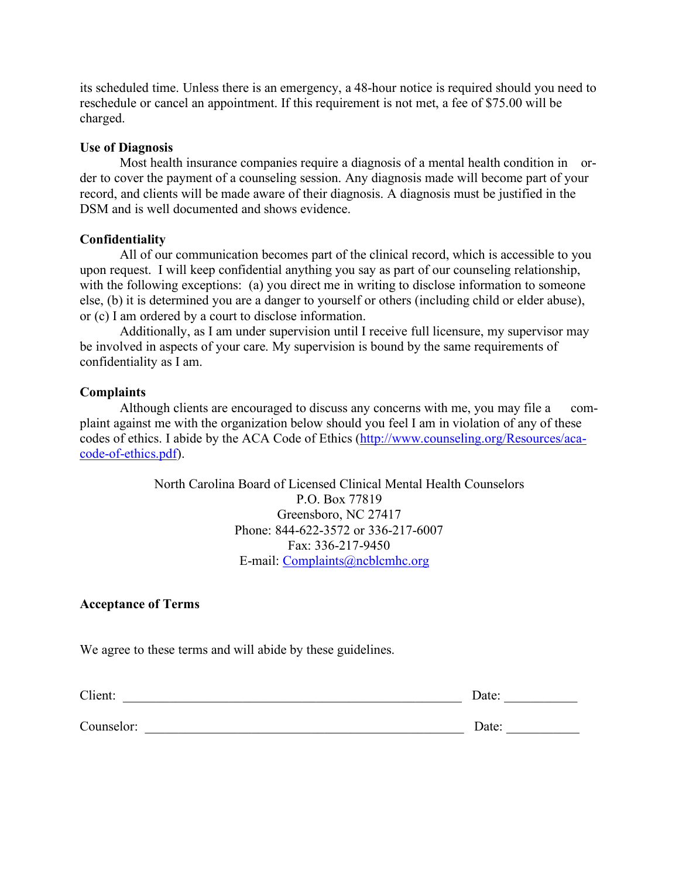its scheduled time. Unless there is an emergency, a 48-hour notice is required should you need to reschedule or cancel an appointment. If this requirement is not met, a fee of $75.00 will be charged.

**Use of Diagnosis**

Most health insurance companies require a diagnosis of a mental health condition in order to cover the payment of a counseling session. Any diagnosis made will become part of your record, and clients will be made aware of their diagnosis. A diagnosis must be justified in the DSM and is well documented and shows evidence.

**Confidentiality**

All of our communication becomes part of the clinical record, which is accessible to you upon request. I will keep confidential anything you say as part of our counseling relationship, with the following exceptions: (a) you direct me in writing to disclose information to someone else, (b) it is determined you are a danger to yourself or others (including child or elder abuse), or (c) I am ordered by a court to disclose information.

Additionally, as I am under supervision until I receive full licensure, my supervisor may be involved in aspects of your care. My supervision is bound by the same requirements of confidentiality as I am.

**Complaints**

Although clients are encouraged to discuss any concerns with me, you may file a complaint against me with the organization below should you feel I am in violation of any of these codes of ethics. I abide by the ACA Code of Ethics (http://www.counseling.org/Resources/aca-code-of-ethics.pdf).

North Carolina Board of Licensed Clinical Mental Health Counselors
P.O. Box 77819
Greensboro, NC 27417
Phone: 844-622-3572 or 336-217-6007
Fax: 336-217-9450
E-mail: Complaints@ncblcmhc.org

**Acceptance of Terms**

We agree to these terms and will abide by these guidelines.

Client: ___________________________________________________ Date: ___________

Counselor: ________________________________________________ Date: ___________